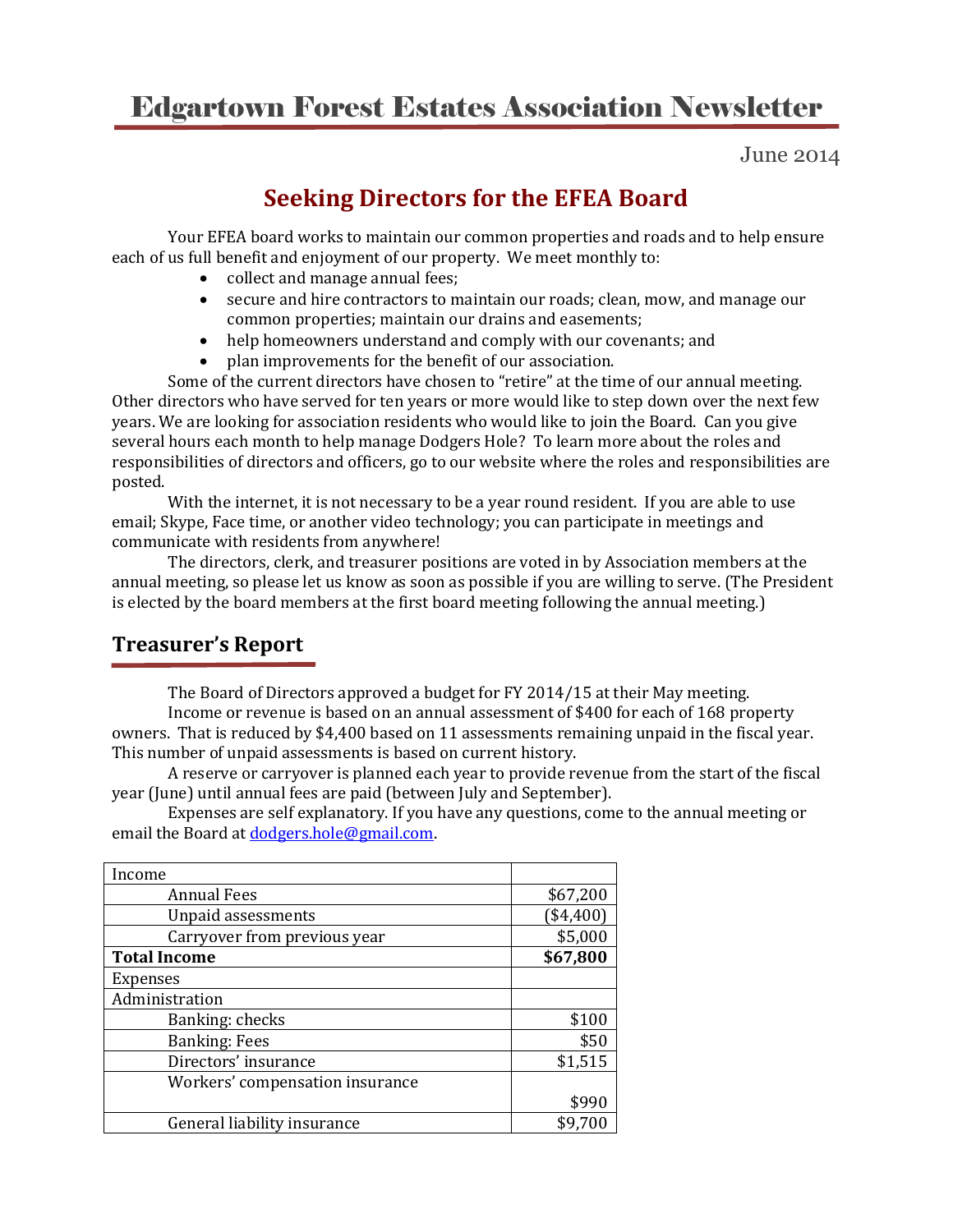# Edgartown Forest Estates Association Newsletter

June 2014

## Seeking Directors for the EFEA Board

Your EFEA board works to maintain our common properties and roads and to help ensure each of us full benefit and enjoyment of our property. We meet monthly to:

- collect and manage annual fees;
- secure and hire contractors to maintain our roads; clean, mow, and manage our common properties; maintain our drains and easements;
- help homeowners understand and comply with our covenants; and
- plan improvements for the benefit of our association.

Some of the current directors have chosen to "retire" at the time of our annual meeting. Other directors who have served for ten years or more would like to step down over the next few years. We are looking for association residents who would like to join the Board. Can you give several hours each month to help manage Dodgers Hole? To learn more about the roles and responsibilities of directors and officers, go to our website where the roles and responsibilities are posted.

With the internet, it is not necessary to be a year round resident. If you are able to use email; Skype, Face time, or another video technology; you can participate in meetings and communicate with residents from anywhere!

The directors, clerk, and treasurer positions are voted in by Association members at the annual meeting, so please let us know as soon as possible if you are willing to serve. (The President is elected by the board members at the first board meeting following the annual meeting.)

## Treasurer's Report

The Board of Directors approved a budget for FY 2014/15 at their May meeting.

Income or revenue is based on an annual assessment of $400 for each of 168 property owners. That is reduced by $4,400 based on 11 assessments remaining unpaid in the fiscal year. This number of unpaid assessments is based on current history.

A reserve or carryover is planned each year to provide revenue from the start of the fiscal year (June) until annual fees are paid (between July and September).

Expenses are self explanatory. If you have any questions, come to the annual meeting or email the Board at dodgers.hole@gmail.com.

| Income | |
|---|---|
| Annual Fees | $67,200 |
| Unpaid assessments | ($4,400) |
| Carryover from previous year | $5,000 |
| **Total Income** | **$67,800** |
| Expenses | |
| Administration | |
| Banking: checks | $100 |
| Banking: Fees | $50 |
| Directors' insurance | $1,515 |
| Workers' compensation insurance | $990 |
| General liability insurance | $9,700 |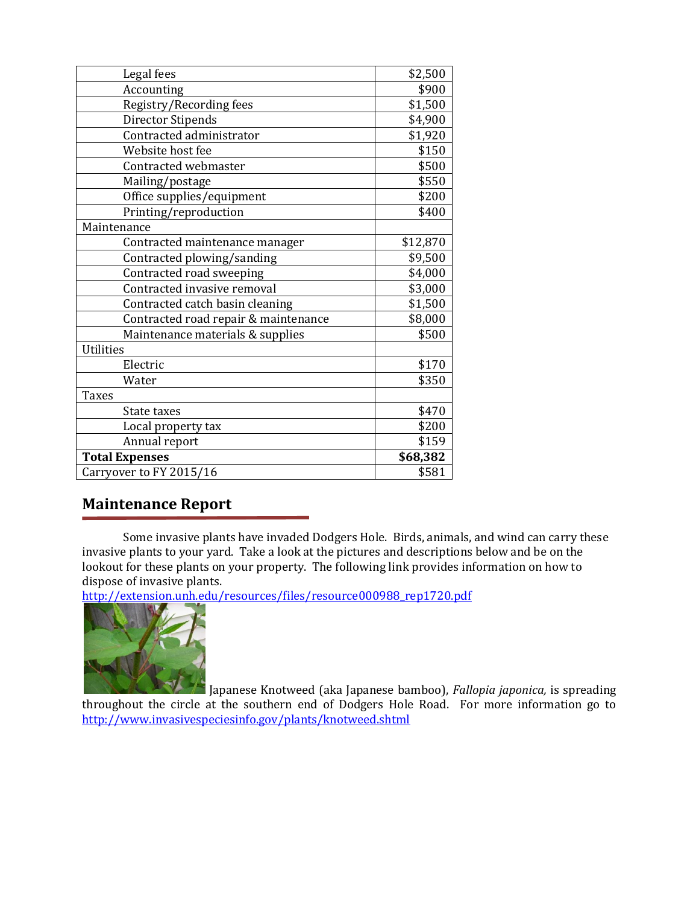| | |
|---|---|
| Legal fees | $2,500 |
| Accounting | $900 |
| Registry/Recording fees | $1,500 |
| Director Stipends | $4,900 |
| Contracted administrator | $1,920 |
| Website host fee | $150 |
| Contracted webmaster | $500 |
| Mailing/postage | $550 |
| Office supplies/equipment | $200 |
| Printing/reproduction | $400 |
| Maintenance | |
| Contracted maintenance manager | $12,870 |
| Contracted plowing/sanding | $9,500 |
| Contracted road sweeping | $4,000 |
| Contracted invasive removal | $3,000 |
| Contracted catch basin cleaning | $1,500 |
| Contracted road repair & maintenance | $8,000 |
| Maintenance materials & supplies | $500 |
| Utilities | |
| Electric | $170 |
| Water | $350 |
| Taxes | |
| State taxes | $470 |
| Local property tax | $200 |
| Annual report | $159 |
| **Total Expenses** | **$68,382** |
| Carryover to FY 2015/16 | $581 |

## Maintenance Report

Some invasive plants have invaded Dodgers Hole. Birds, animals, and wind can carry these invasive plants to your yard. Take a look at the pictures and descriptions below and be on the lookout for these plants on your property. The following link provides information on how to dispose of invasive plants.
http://extension.unh.edu/resources/files/resource000988_rep1720.pdf

Japanese Knotweed (aka Japanese bamboo), *Fallopia japonica,* is spreading throughout the circle at the southern end of Dodgers Hole Road. For more information go to http://www.invasivespeciesinfo.gov/plants/knotweed.shtml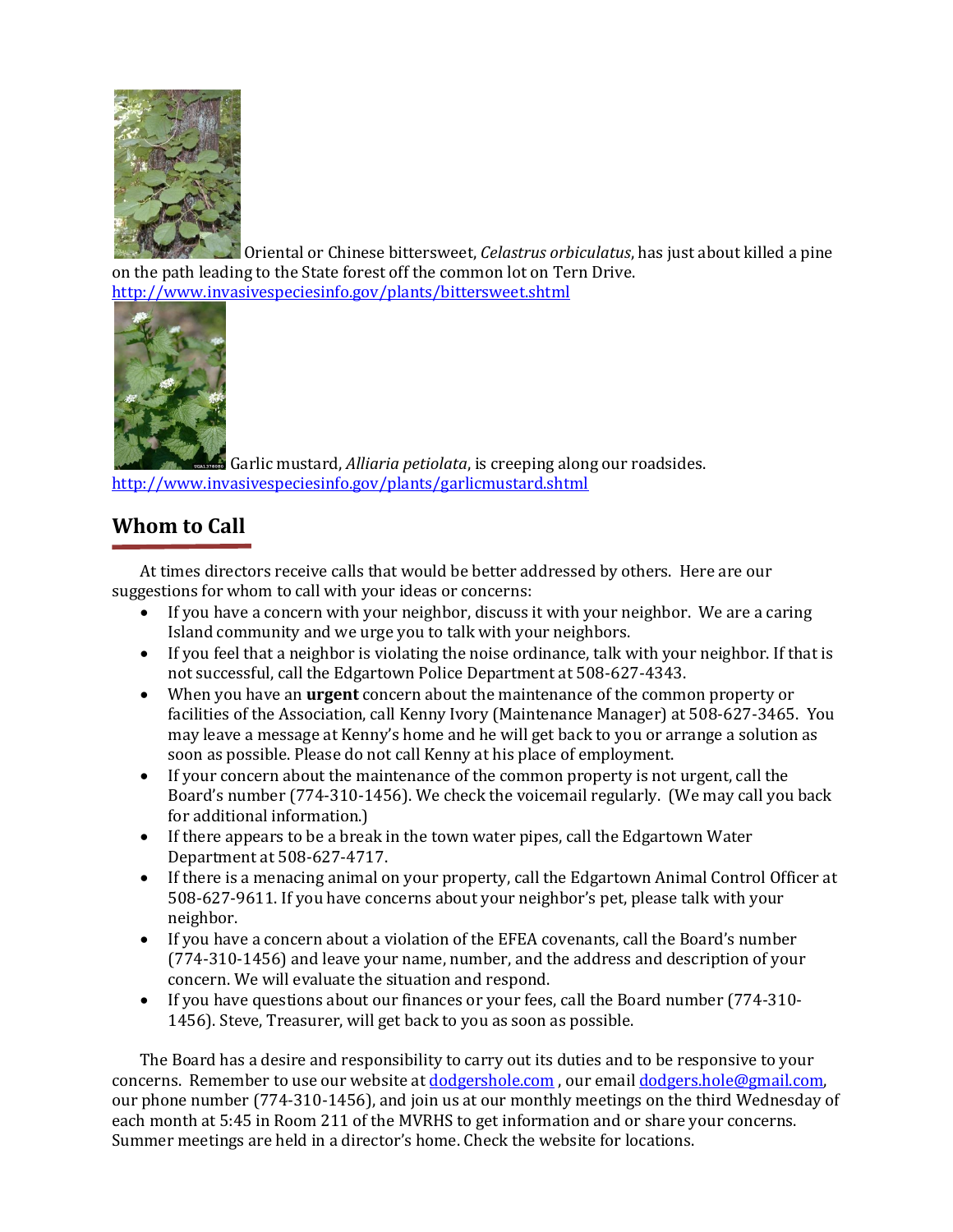Oriental or Chinese bittersweet, *Celastrus orbiculatus*, has just about killed a pine on the path leading to the State forest off the common lot on Tern Drive.
http://www.invasivespeciesinfo.gov/plants/bittersweet.shtml

Garlic mustard, *Alliaria petiolata*, is creeping along our roadsides.
http://www.invasivespeciesinfo.gov/plants/garlicmustard.shtml

## Whom to Call

At times directors receive calls that would be better addressed by others. Here are our suggestions for whom to call with your ideas or concerns:

- If you have a concern with your neighbor, discuss it with your neighbor. We are a caring Island community and we urge you to talk with your neighbors.
- If you feel that a neighbor is violating the noise ordinance, talk with your neighbor. If that is not successful, call the Edgartown Police Department at 508-627-4343.
- When you have an **urgent** concern about the maintenance of the common property or facilities of the Association, call Kenny Ivory (Maintenance Manager) at 508-627-3465. You may leave a message at Kenny's home and he will get back to you or arrange a solution as soon as possible. Please do not call Kenny at his place of employment.
- If your concern about the maintenance of the common property is not urgent, call the Board's number (774-310-1456). We check the voicemail regularly. (We may call you back for additional information.)
- If there appears to be a break in the town water pipes, call the Edgartown Water Department at 508-627-4717.
- If there is a menacing animal on your property, call the Edgartown Animal Control Officer at 508-627-9611. If you have concerns about your neighbor's pet, please talk with your neighbor.
- If you have a concern about a violation of the EFEA covenants, call the Board's number (774-310-1456) and leave your name, number, and the address and description of your concern. We will evaluate the situation and respond.
- If you have questions about our finances or your fees, call the Board number (774-310-1456). Steve, Treasurer, will get back to you as soon as possible.

The Board has a desire and responsibility to carry out its duties and to be responsive to your concerns. Remember to use our website at dodgershole.com , our email dodgers.hole@gmail.com, our phone number (774-310-1456), and join us at our monthly meetings on the third Wednesday of each month at 5:45 in Room 211 of the MVRHS to get information and or share your concerns. Summer meetings are held in a director's home. Check the website for locations.